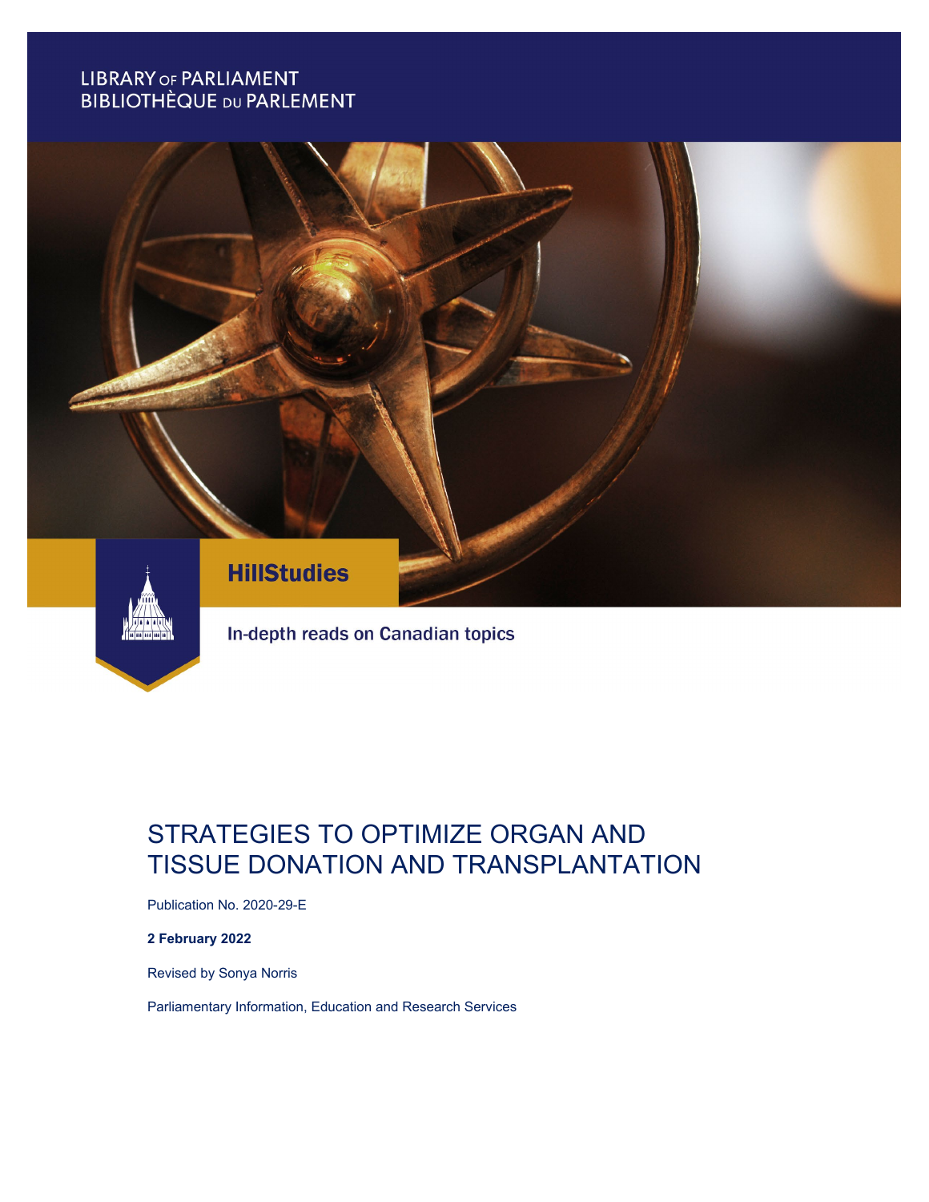LIBRARY OF PARLIAMENT
BIBLIOTHÈQUE DU PARLEMENT

HillStudies

In-depth reads on Canadian topics

# STRATEGIES TO OPTIMIZE ORGAN AND TISSUE DONATION AND TRANSPLANTATION

Publication No. 2020-29-E

**2 February 2022**

Revised by Sonya Norris

Parliamentary Information, Education and Research Services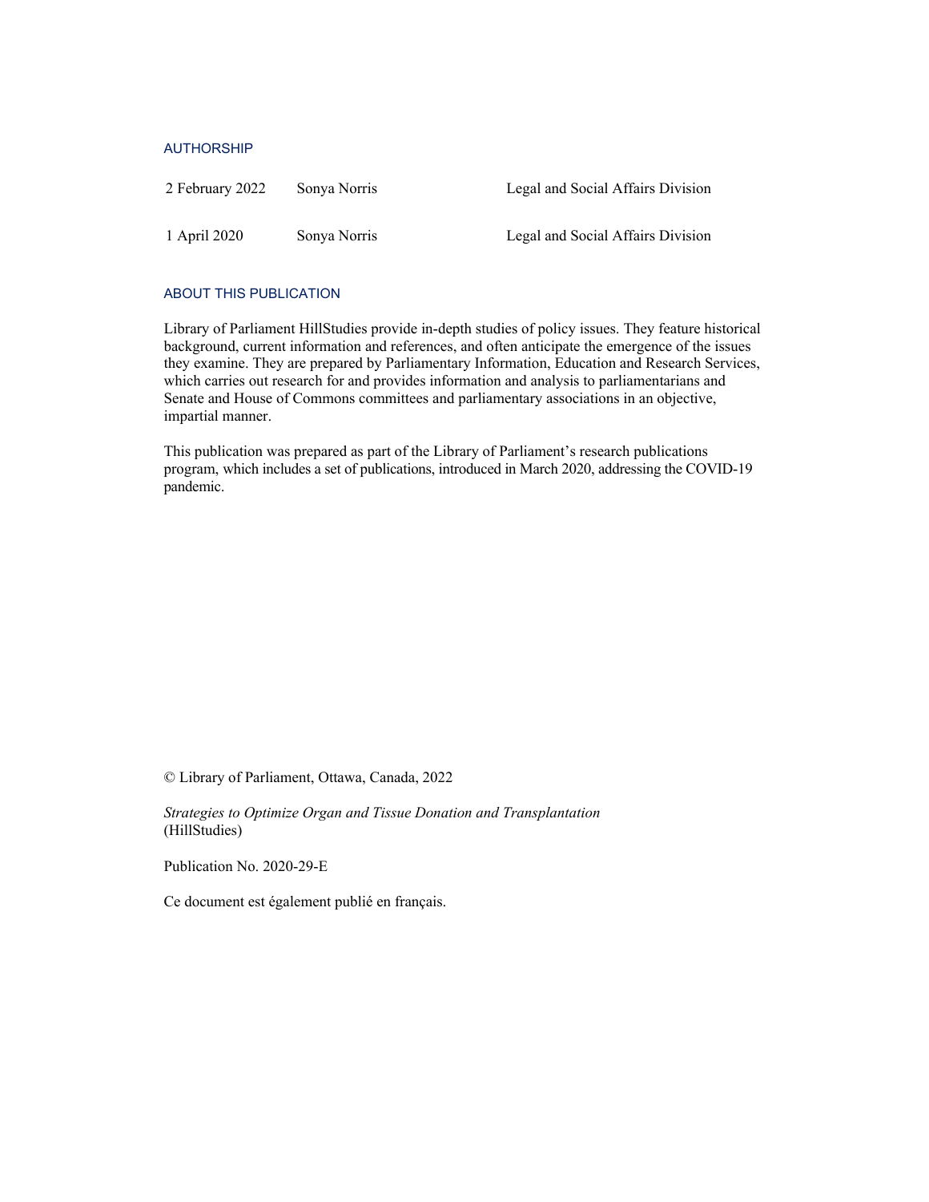## AUTHORSHIP

| | | |
|---|---|---|
| 2 February 2022 | Sonya Norris | Legal and Social Affairs Division |
| 1 April 2020 | Sonya Norris | Legal and Social Affairs Division |

## ABOUT THIS PUBLICATION

Library of Parliament HillStudies provide in-depth studies of policy issues. They feature historical background, current information and references, and often anticipate the emergence of the issues they examine. They are prepared by Parliamentary Information, Education and Research Services, which carries out research for and provides information and analysis to parliamentarians and Senate and House of Commons committees and parliamentary associations in an objective, impartial manner.

This publication was prepared as part of the Library of Parliament's research publications program, which includes a set of publications, introduced in March 2020, addressing the COVID-19 pandemic.

© Library of Parliament, Ottawa, Canada, 2022

*Strategies to Optimize Organ and Tissue Donation and Transplantation*
(HillStudies)

Publication No. 2020-29-E

Ce document est également publié en français.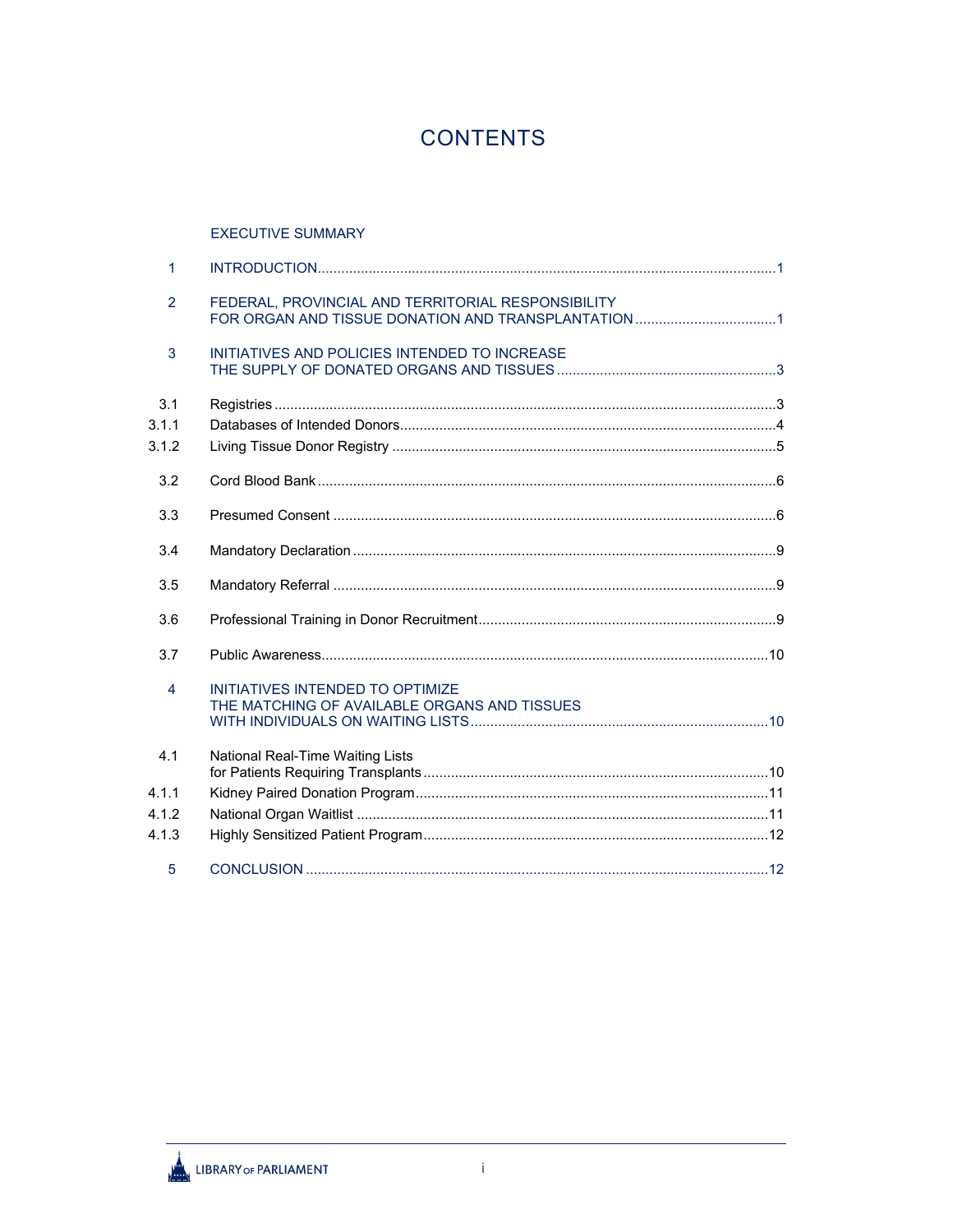# CONTENTS

EXECUTIVE SUMMARY

1 INTRODUCTION .... 1

2 FEDERAL, PROVINCIAL AND TERRITORIAL RESPONSIBILITY FOR ORGAN AND TISSUE DONATION AND TRANSPLANTATION .... 1

3 INITIATIVES AND POLICIES INTENDED TO INCREASE THE SUPPLY OF DONATED ORGANS AND TISSUES .... 3

3.1 Registries .... 3

3.1.1 Databases of Intended Donors .... 4

3.1.2 Living Tissue Donor Registry .... 5

3.2 Cord Blood Bank .... 6

3.3 Presumed Consent .... 6

3.4 Mandatory Declaration .... 9

3.5 Mandatory Referral .... 9

3.6 Professional Training in Donor Recruitment .... 9

3.7 Public Awareness .... 10

4 INITIATIVES INTENDED TO OPTIMIZE THE MATCHING OF AVAILABLE ORGANS AND TISSUES WITH INDIVIDUALS ON WAITING LISTS .... 10

4.1 National Real-Time Waiting Lists for Patients Requiring Transplants .... 10

4.1.1 Kidney Paired Donation Program .... 11

4.1.2 National Organ Waitlist .... 11

4.1.3 Highly Sensitized Patient Program .... 12

5 CONCLUSION .... 12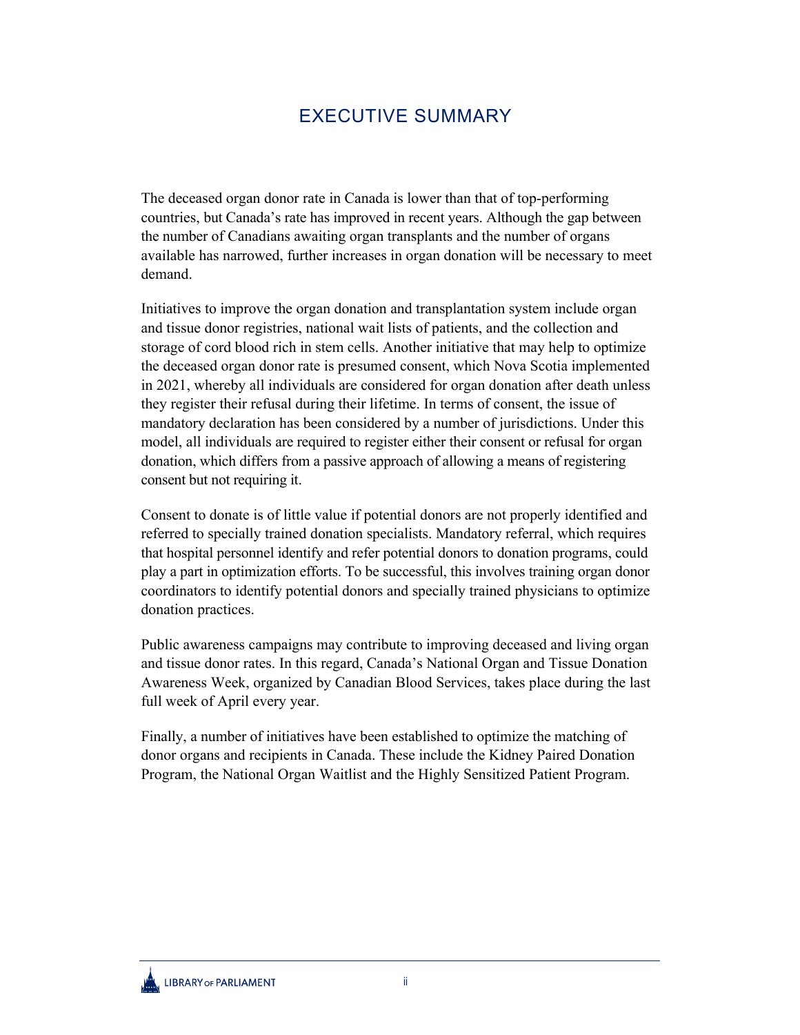# EXECUTIVE SUMMARY

The deceased organ donor rate in Canada is lower than that of top-performing countries, but Canada's rate has improved in recent years. Although the gap between the number of Canadians awaiting organ transplants and the number of organs available has narrowed, further increases in organ donation will be necessary to meet demand.

Initiatives to improve the organ donation and transplantation system include organ and tissue donor registries, national wait lists of patients, and the collection and storage of cord blood rich in stem cells. Another initiative that may help to optimize the deceased organ donor rate is presumed consent, which Nova Scotia implemented in 2021, whereby all individuals are considered for organ donation after death unless they register their refusal during their lifetime. In terms of consent, the issue of mandatory declaration has been considered by a number of jurisdictions. Under this model, all individuals are required to register either their consent or refusal for organ donation, which differs from a passive approach of allowing a means of registering consent but not requiring it.

Consent to donate is of little value if potential donors are not properly identified and referred to specially trained donation specialists. Mandatory referral, which requires that hospital personnel identify and refer potential donors to donation programs, could play a part in optimization efforts. To be successful, this involves training organ donor coordinators to identify potential donors and specially trained physicians to optimize donation practices.

Public awareness campaigns may contribute to improving deceased and living organ and tissue donor rates. In this regard, Canada's National Organ and Tissue Donation Awareness Week, organized by Canadian Blood Services, takes place during the last full week of April every year.

Finally, a number of initiatives have been established to optimize the matching of donor organs and recipients in Canada. These include the Kidney Paired Donation Program, the National Organ Waitlist and the Highly Sensitized Patient Program.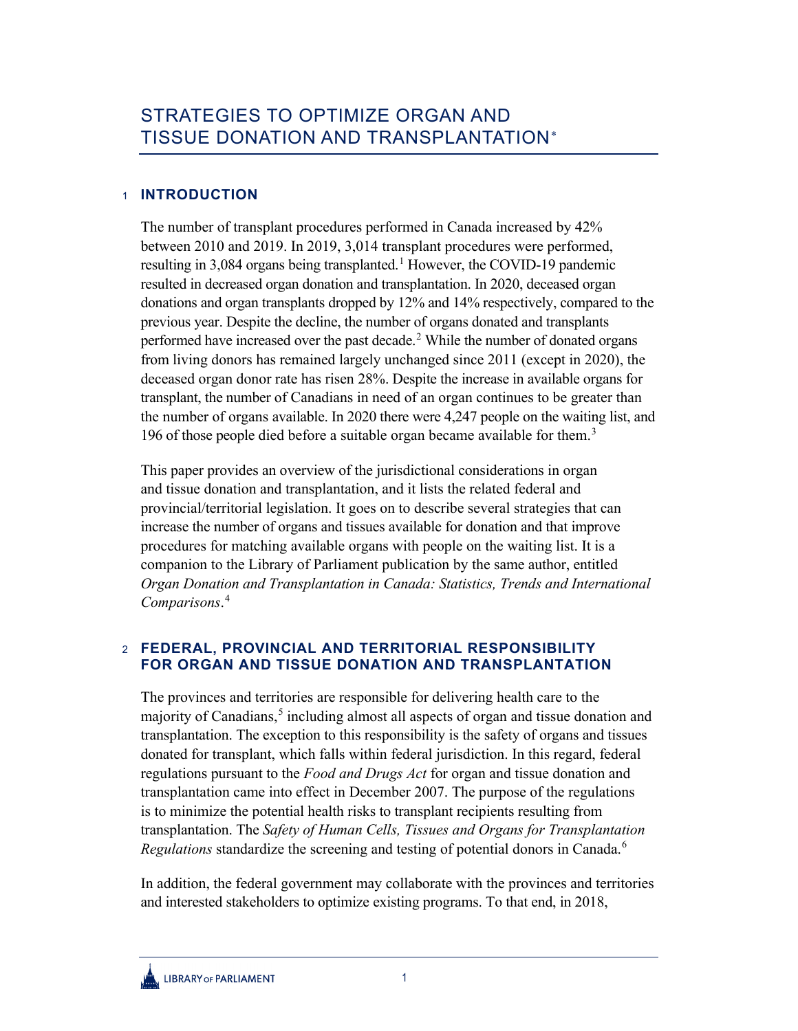# STRATEGIES TO OPTIMIZE ORGAN AND TISSUE DONATION AND TRANSPLANTATION*

## 1 INTRODUCTION

The number of transplant procedures performed in Canada increased by 42% between 2010 and 2019. In 2019, 3,014 transplant procedures were performed, resulting in 3,084 organs being transplanted.[1] However, the COVID-19 pandemic resulted in decreased organ donation and transplantation. In 2020, deceased organ donations and organ transplants dropped by 12% and 14% respectively, compared to the previous year. Despite the decline, the number of organs donated and transplants performed have increased over the past decade.[2] While the number of donated organs from living donors has remained largely unchanged since 2011 (except in 2020), the deceased organ donor rate has risen 28%. Despite the increase in available organs for transplant, the number of Canadians in need of an organ continues to be greater than the number of organs available. In 2020 there were 4,247 people on the waiting list, and 196 of those people died before a suitable organ became available for them.[3]

This paper provides an overview of the jurisdictional considerations in organ and tissue donation and transplantation, and it lists the related federal and provincial/territorial legislation. It goes on to describe several strategies that can increase the number of organs and tissues available for donation and that improve procedures for matching available organs with people on the waiting list. It is a companion to the Library of Parliament publication by the same author, entitled *Organ Donation and Transplantation in Canada: Statistics, Trends and International Comparisons*.[4]

## 2 FEDERAL, PROVINCIAL AND TERRITORIAL RESPONSIBILITY FOR ORGAN AND TISSUE DONATION AND TRANSPLANTATION

The provinces and territories are responsible for delivering health care to the majority of Canadians,[5] including almost all aspects of organ and tissue donation and transplantation. The exception to this responsibility is the safety of organs and tissues donated for transplant, which falls within federal jurisdiction. In this regard, federal regulations pursuant to the *Food and Drugs Act* for organ and tissue donation and transplantation came into effect in December 2007. The purpose of the regulations is to minimize the potential health risks to transplant recipients resulting from transplantation. The *Safety of Human Cells, Tissues and Organs for Transplantation Regulations* standardize the screening and testing of potential donors in Canada.[6]

In addition, the federal government may collaborate with the provinces and territories and interested stakeholders to optimize existing programs. To that end, in 2018,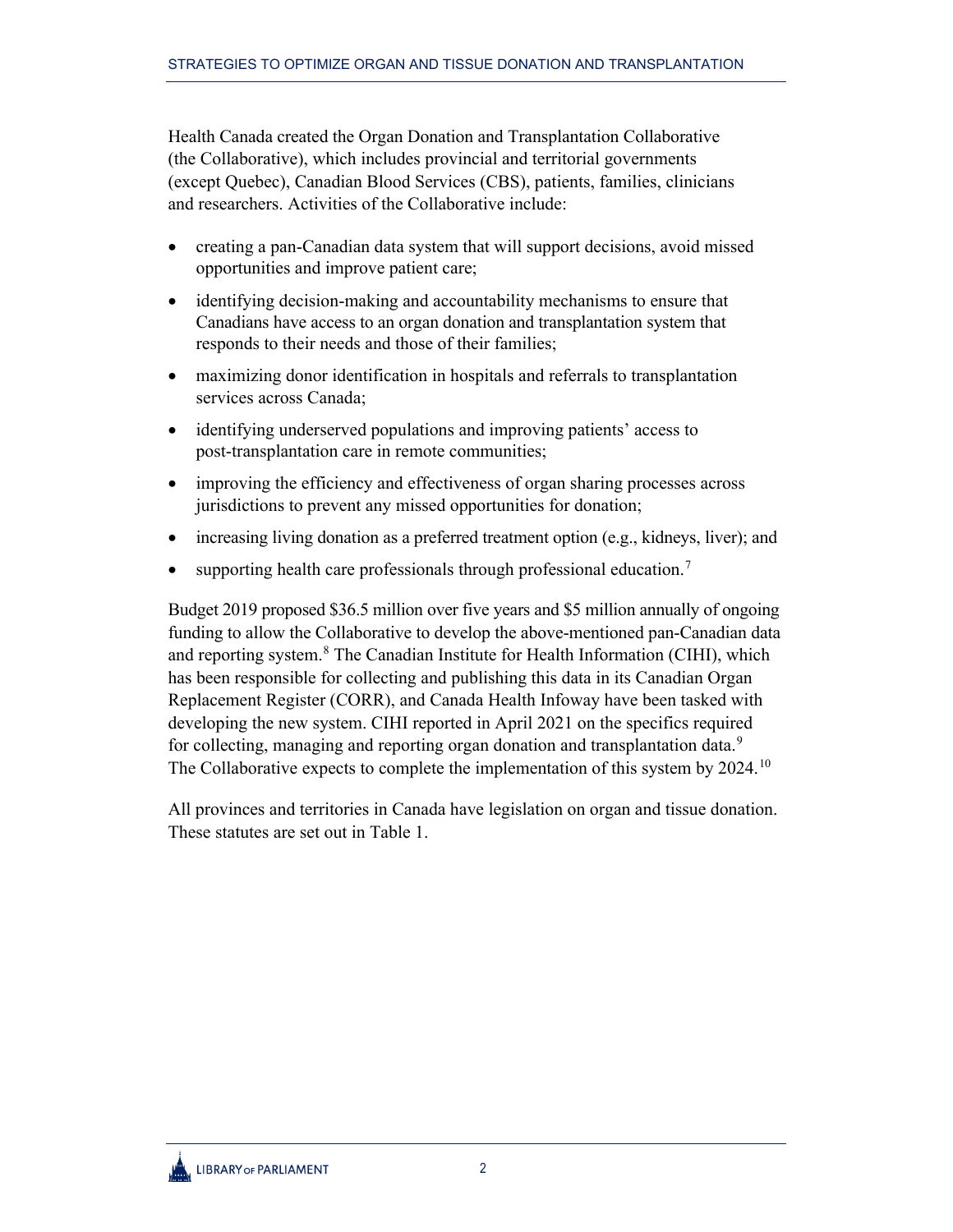Health Canada created the Organ Donation and Transplantation Collaborative (the Collaborative), which includes provincial and territorial governments (except Quebec), Canadian Blood Services (CBS), patients, families, clinicians and researchers. Activities of the Collaborative include:

- creating a pan-Canadian data system that will support decisions, avoid missed opportunities and improve patient care;
- identifying decision-making and accountability mechanisms to ensure that Canadians have access to an organ donation and transplantation system that responds to their needs and those of their families;
- maximizing donor identification in hospitals and referrals to transplantation services across Canada;
- identifying underserved populations and improving patients' access to post-transplantation care in remote communities;
- improving the efficiency and effectiveness of organ sharing processes across jurisdictions to prevent any missed opportunities for donation;
- increasing living donation as a preferred treatment option (e.g., kidneys, liver); and
- supporting health care professionals through professional education.[7]

Budget 2019 proposed $36.5 million over five years and $5 million annually of ongoing funding to allow the Collaborative to develop the above-mentioned pan-Canadian data and reporting system.[8] The Canadian Institute for Health Information (CIHI), which has been responsible for collecting and publishing this data in its Canadian Organ Replacement Register (CORR), and Canada Health Infoway have been tasked with developing the new system. CIHI reported in April 2021 on the specifics required for collecting, managing and reporting organ donation and transplantation data.[9] The Collaborative expects to complete the implementation of this system by 2024.[10]

All provinces and territories in Canada have legislation on organ and tissue donation. These statutes are set out in Table 1.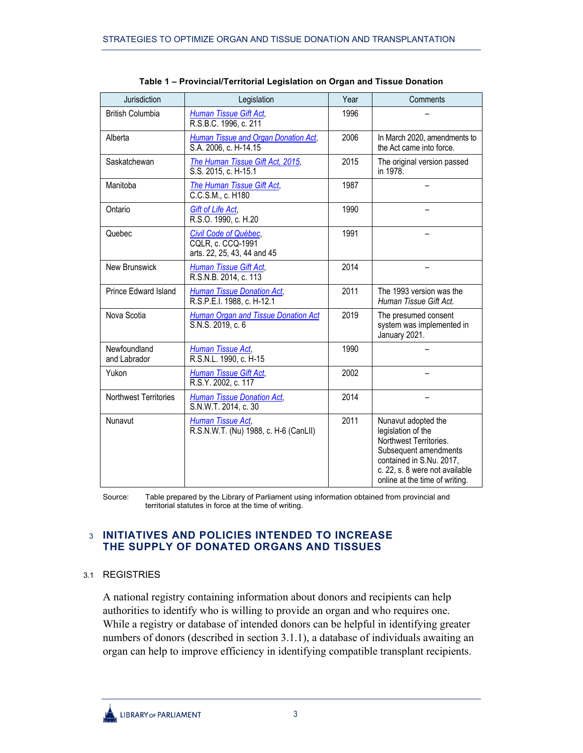**Table 1 – Provincial/Territorial Legislation on Organ and Tissue Donation**

| Jurisdiction | Legislation | Year | Comments |
| --- | --- | --- | --- |
| British Columbia | *Human Tissue Gift Act*, R.S.B.C. 1996, c. 211 | 1996 | – |
| Alberta | *Human Tissue and Organ Donation Act*, S.A. 2006, c. H-14.15 | 2006 | In March 2020, amendments to the Act came into force. |
| Saskatchewan | *The Human Tissue Gift Act, 2015*, S.S. 2015, c. H-15.1 | 2015 | The original version passed in 1978. |
| Manitoba | *The Human Tissue Gift Act*, C.C.S.M., c. H180 | 1987 | – |
| Ontario | *Gift of Life Act*, R.S.O. 1990, c. H.20 | 1990 | – |
| Quebec | *Civil Code of Québec*, CQLR, c. CCQ-1991 arts. 22, 25, 43, 44 and 45 | 1991 | – |
| New Brunswick | *Human Tissue Gift Act*, R.S.N.B. 2014, c. 113 | 2014 | – |
| Prince Edward Island | *Human Tissue Donation Act*, R.S.P.E.I. 1988, c. H-12.1 | 2011 | The 1993 version was the *Human Tissue Gift Act*. |
| Nova Scotia | *Human Organ and Tissue Donation Act* S.N.S. 2019, c. 6 | 2019 | The presumed consent system was implemented in January 2021. |
| Newfoundland and Labrador | *Human Tissue Act*, R.S.N.L. 1990, c. H-15 | 1990 | – |
| Yukon | *Human Tissue Gift Act*, R.S.Y. 2002, c. 117 | 2002 | – |
| Northwest Territories | *Human Tissue Donation Act*, S.N.W.T. 2014, c. 30 | 2014 | – |
| Nunavut | *Human Tissue Act*, R.S.N.W.T. (Nu) 1988, c. H-6 (CanLII) | 2011 | Nunavut adopted the legislation of the Northwest Territories. Subsequent amendments contained in S.Nu. 2017, c. 22, s. 8 were not available online at the time of writing. |

Source: Table prepared by the Library of Parliament using information obtained from provincial and territorial statutes in force at the time of writing.

## 3 INITIATIVES AND POLICIES INTENDED TO INCREASE THE SUPPLY OF DONATED ORGANS AND TISSUES

### 3.1 REGISTRIES

A national registry containing information about donors and recipients can help authorities to identify who is willing to provide an organ and who requires one. While a registry or database of intended donors can be helpful in identifying greater numbers of donors (described in section 3.1.1), a database of individuals awaiting an organ can help to improve efficiency in identifying compatible transplant recipients.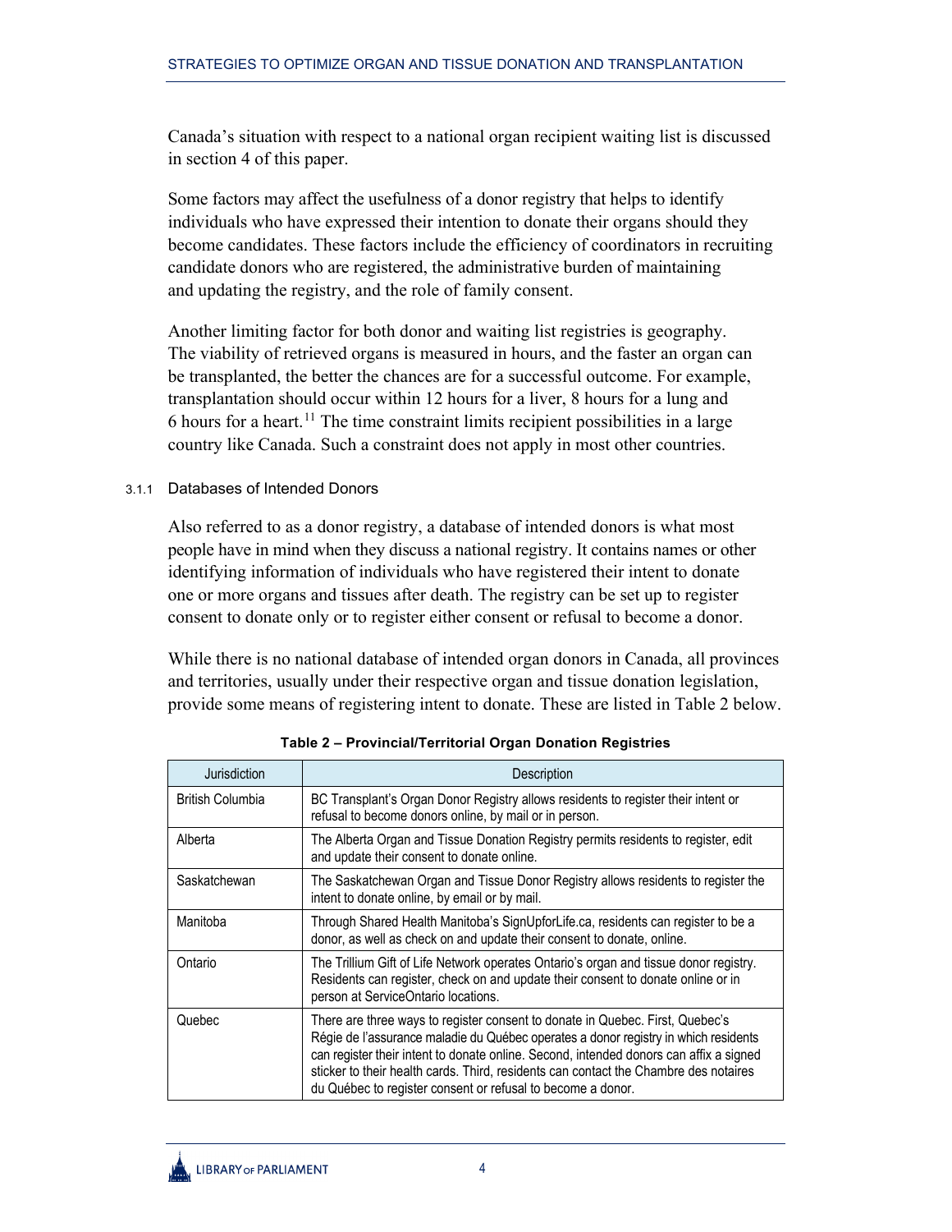Canada's situation with respect to a national organ recipient waiting list is discussed in section 4 of this paper.

Some factors may affect the usefulness of a donor registry that helps to identify individuals who have expressed their intention to donate their organs should they become candidates. These factors include the efficiency of coordinators in recruiting candidate donors who are registered, the administrative burden of maintaining and updating the registry, and the role of family consent.

Another limiting factor for both donor and waiting list registries is geography. The viability of retrieved organs is measured in hours, and the faster an organ can be transplanted, the better the chances are for a successful outcome. For example, transplantation should occur within 12 hours for a liver, 8 hours for a lung and 6 hours for a heart.[11] The time constraint limits recipient possibilities in a large country like Canada. Such a constraint does not apply in most other countries.

#### 3.1.1 Databases of Intended Donors

Also referred to as a donor registry, a database of intended donors is what most people have in mind when they discuss a national registry. It contains names or other identifying information of individuals who have registered their intent to donate one or more organs and tissues after death. The registry can be set up to register consent to donate only or to register either consent or refusal to become a donor.

While there is no national database of intended organ donors in Canada, all provinces and territories, usually under their respective organ and tissue donation legislation, provide some means of registering intent to donate. These are listed in Table 2 below.

**Table 2 – Provincial/Territorial Organ Donation Registries**

| Jurisdiction | Description |
|---|---|
| British Columbia | BC Transplant's Organ Donor Registry allows residents to register their intent or refusal to become donors online, by mail or in person. |
| Alberta | The Alberta Organ and Tissue Donation Registry permits residents to register, edit and update their consent to donate online. |
| Saskatchewan | The Saskatchewan Organ and Tissue Donor Registry allows residents to register the intent to donate online, by email or by mail. |
| Manitoba | Through Shared Health Manitoba's SignUpforLife.ca, residents can register to be a donor, as well as check on and update their consent to donate, online. |
| Ontario | The Trillium Gift of Life Network operates Ontario's organ and tissue donor registry. Residents can register, check on and update their consent to donate online or in person at ServiceOntario locations. |
| Quebec | There are three ways to register consent to donate in Quebec. First, Quebec's Régie de l'assurance maladie du Québec operates a donor registry in which residents can register their intent to donate online. Second, intended donors can affix a signed sticker to their health cards. Third, residents can contact the Chambre des notaires du Québec to register consent or refusal to become a donor. |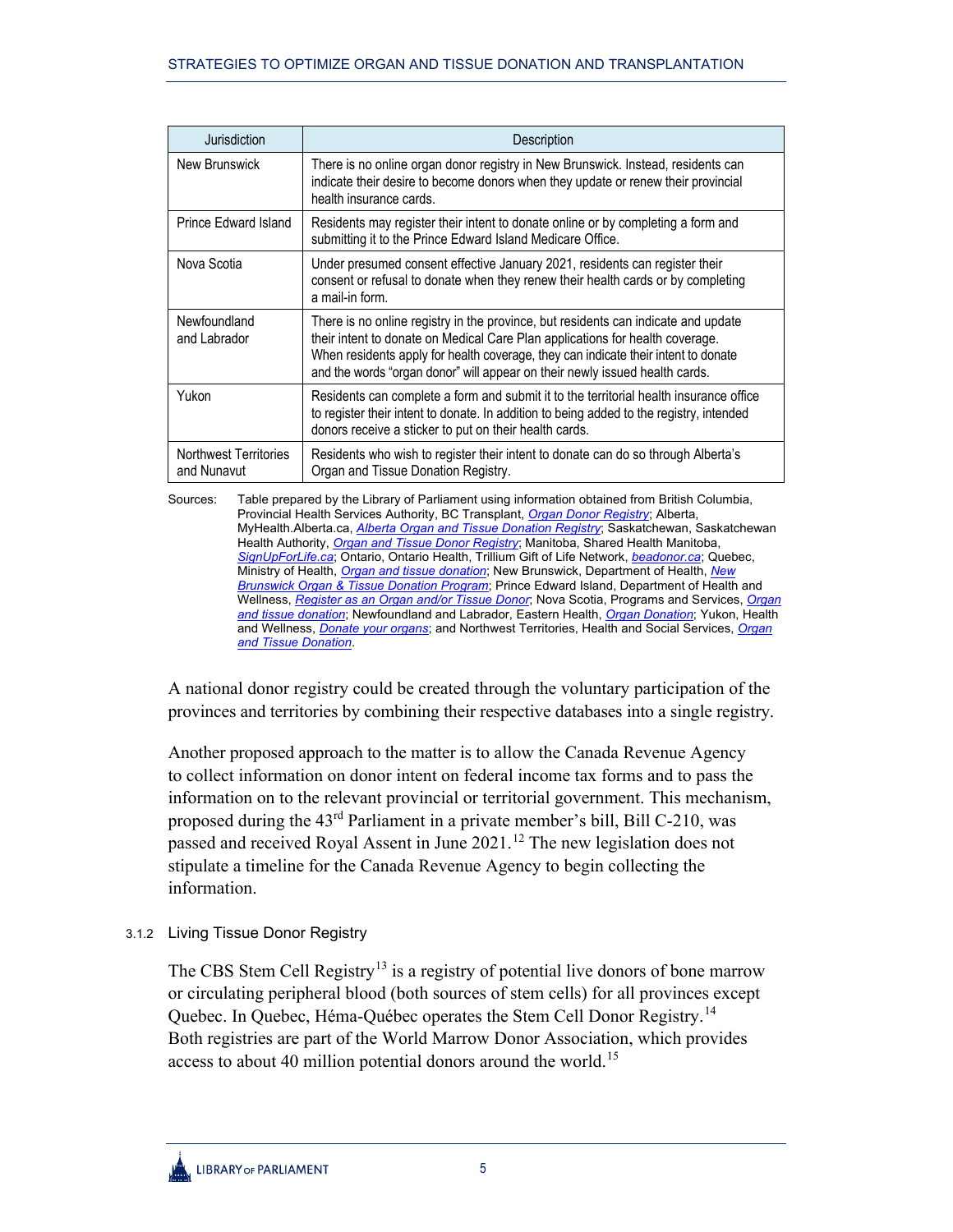| Jurisdiction | Description |
|---|---|
| New Brunswick | There is no online organ donor registry in New Brunswick. Instead, residents can indicate their desire to become donors when they update or renew their provincial health insurance cards. |
| Prince Edward Island | Residents may register their intent to donate online or by completing a form and submitting it to the Prince Edward Island Medicare Office. |
| Nova Scotia | Under presumed consent effective January 2021, residents can register their consent or refusal to donate when they renew their health cards or by completing a mail-in form. |
| Newfoundland and Labrador | There is no online registry in the province, but residents can indicate and update their intent to donate on Medical Care Plan applications for health coverage. When residents apply for health coverage, they can indicate their intent to donate and the words "organ donor" will appear on their newly issued health cards. |
| Yukon | Residents can complete a form and submit it to the territorial health insurance office to register their intent to donate. In addition to being added to the registry, intended donors receive a sticker to put on their health cards. |
| Northwest Territories and Nunavut | Residents who wish to register their intent to donate can do so through Alberta's Organ and Tissue Donation Registry. |

Sources: Table prepared by the Library of Parliament using information obtained from British Columbia, Provincial Health Services Authority, BC Transplant, *Organ Donor Registry*; Alberta, MyHealth.Alberta.ca, *Alberta Organ and Tissue Donation Registry*; Saskatchewan, Saskatchewan Health Authority, *Organ and Tissue Donor Registry*; Manitoba, Shared Health Manitoba, *SignUpForLife.ca*; Ontario, Ontario Health, Trillium Gift of Life Network, *beadonor.ca*; Quebec, Ministry of Health, *Organ and tissue donation*; New Brunswick, Department of Health, *New Brunswick Organ & Tissue Donation Program*; Prince Edward Island, Department of Health and Wellness, *Register as an Organ and/or Tissue Donor*; Nova Scotia, Programs and Services, *Organ and tissue donation*; Newfoundland and Labrador, Eastern Health, *Organ Donation*; Yukon, Health and Wellness, *Donate your organs*; and Northwest Territories, Health and Social Services, *Organ and Tissue Donation*.

A national donor registry could be created through the voluntary participation of the provinces and territories by combining their respective databases into a single registry.

Another proposed approach to the matter is to allow the Canada Revenue Agency to collect information on donor intent on federal income tax forms and to pass the information on to the relevant provincial or territorial government. This mechanism, proposed during the 43rd Parliament in a private member's bill, Bill C-210, was passed and received Royal Assent in June 2021.[12] The new legislation does not stipulate a timeline for the Canada Revenue Agency to begin collecting the information.

#### 3.1.2 Living Tissue Donor Registry

The CBS Stem Cell Registry[13] is a registry of potential live donors of bone marrow or circulating peripheral blood (both sources of stem cells) for all provinces except Quebec. In Quebec, Héma-Québec operates the Stem Cell Donor Registry.[14] Both registries are part of the World Marrow Donor Association, which provides access to about 40 million potential donors around the world.[15]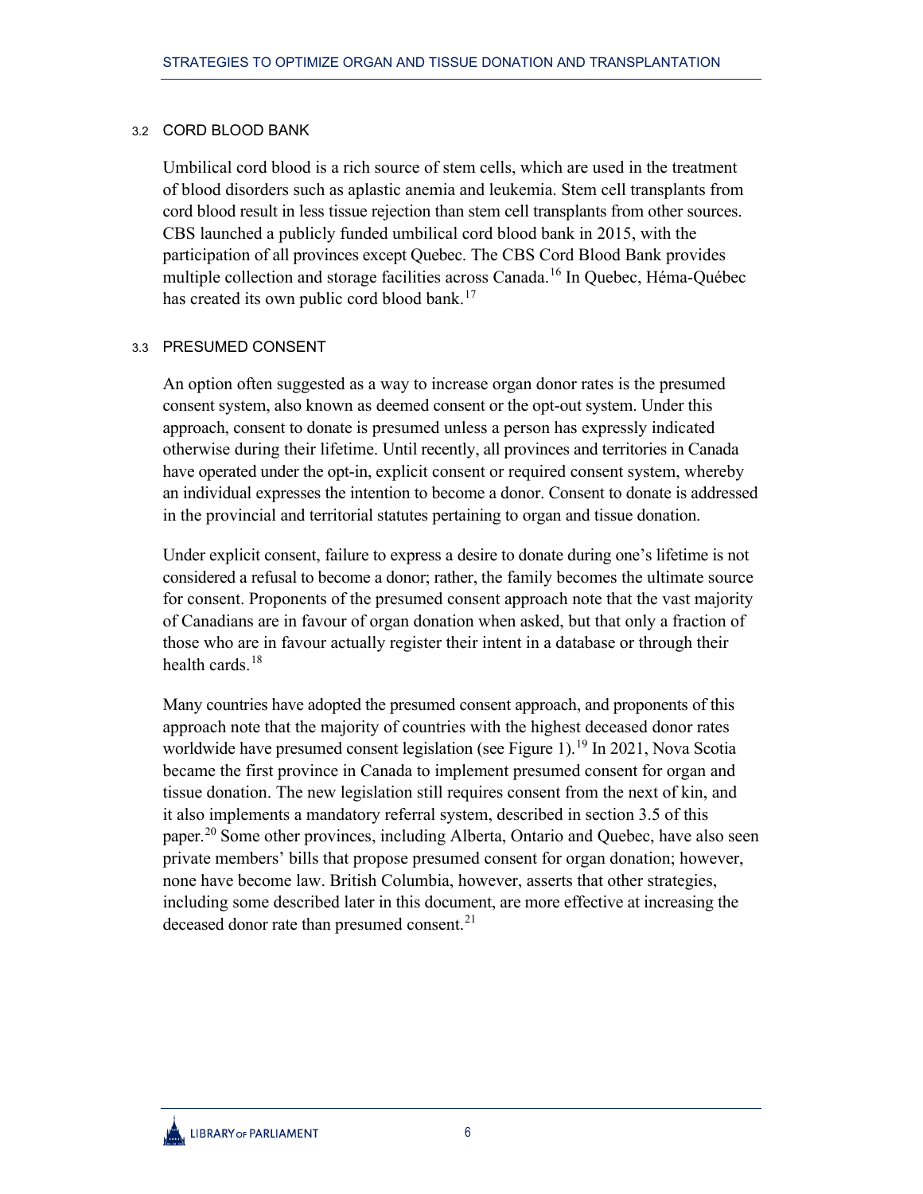### 3.2 CORD BLOOD BANK

Umbilical cord blood is a rich source of stem cells, which are used in the treatment of blood disorders such as aplastic anemia and leukemia. Stem cell transplants from cord blood result in less tissue rejection than stem cell transplants from other sources. CBS launched a publicly funded umbilical cord blood bank in 2015, with the participation of all provinces except Quebec. The CBS Cord Blood Bank provides multiple collection and storage facilities across Canada.[16] In Quebec, Héma-Québec has created its own public cord blood bank.[17]

### 3.3 PRESUMED CONSENT

An option often suggested as a way to increase organ donor rates is the presumed consent system, also known as deemed consent or the opt-out system. Under this approach, consent to donate is presumed unless a person has expressly indicated otherwise during their lifetime. Until recently, all provinces and territories in Canada have operated under the opt-in, explicit consent or required consent system, whereby an individual expresses the intention to become a donor. Consent to donate is addressed in the provincial and territorial statutes pertaining to organ and tissue donation.

Under explicit consent, failure to express a desire to donate during one's lifetime is not considered a refusal to become a donor; rather, the family becomes the ultimate source for consent. Proponents of the presumed consent approach note that the vast majority of Canadians are in favour of organ donation when asked, but that only a fraction of those who are in favour actually register their intent in a database or through their health cards.[18]

Many countries have adopted the presumed consent approach, and proponents of this approach note that the majority of countries with the highest deceased donor rates worldwide have presumed consent legislation (see Figure 1).[19] In 2021, Nova Scotia became the first province in Canada to implement presumed consent for organ and tissue donation. The new legislation still requires consent from the next of kin, and it also implements a mandatory referral system, described in section 3.5 of this paper.[20] Some other provinces, including Alberta, Ontario and Quebec, have also seen private members' bills that propose presumed consent for organ donation; however, none have become law. British Columbia, however, asserts that other strategies, including some described later in this document, are more effective at increasing the deceased donor rate than presumed consent.[21]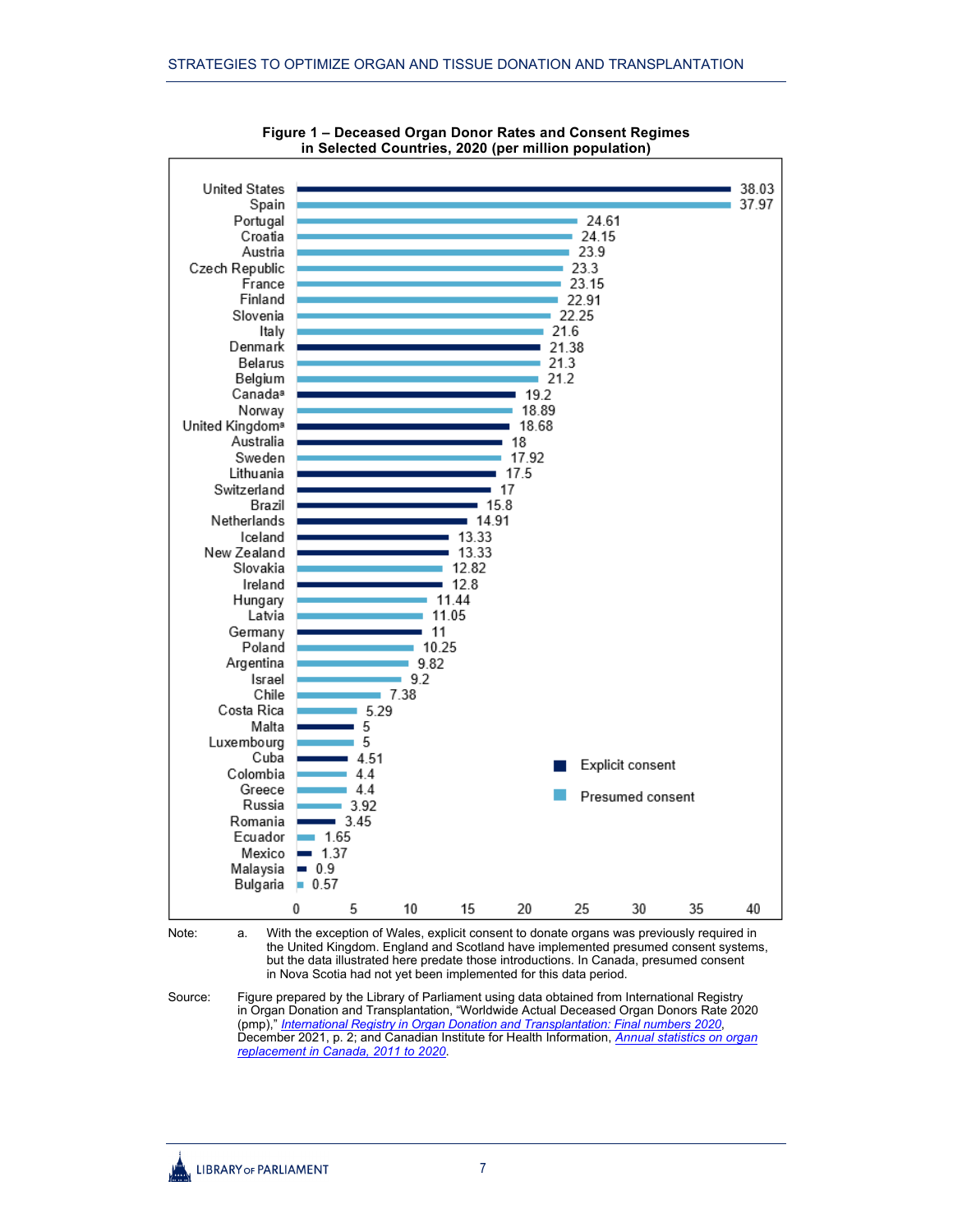**Figure 1 – Deceased Organ Donor Rates and Consent Regimes in Selected Countries, 2020 (per million population)**

| Country | Rate | Consent regime |
| --- | --- | --- |
| United States | 38.03 | Explicit consent |
| Spain | 37.97 | Presumed consent |
| Portugal | 24.61 | Presumed consent |
| Croatia | 24.15 | Presumed consent |
| Austria | 23.9 | Presumed consent |
| Czech Republic | 23.3 | Presumed consent |
| France | 23.15 | Presumed consent |
| Finland | 22.91 | Presumed consent |
| Slovenia | 22.25 | Presumed consent |
| Italy | 21.6 | Presumed consent |
| Denmark | 21.38 | Explicit consent |
| Belarus | 21.3 | Presumed consent |
| Belgium | 21.2 | Presumed consent |
| Canada[a] | 19.2 | Explicit consent |
| Norway | 18.89 | Presumed consent |
| United Kingdom[a] | 18.68 | Explicit consent |
| Australia | 18 | Explicit consent |
| Sweden | 17.92 | Presumed consent |
| Lithuania | 17.5 | Explicit consent |
| Switzerland | 17 | Explicit consent |
| Brazil | 15.8 | Explicit consent |
| Netherlands | 14.91 | Explicit consent |
| Iceland | 13.33 | Explicit consent |
| New Zealand | 13.33 | Explicit consent |
| Slovakia | 12.82 | Presumed consent |
| Ireland | 12.8 | Explicit consent |
| Hungary | 11.44 | Presumed consent |
| Latvia | 11.05 | Presumed consent |
| Germany | 11 | Explicit consent |
| Poland | 10.25 | Presumed consent |
| Argentina | 9.82 | Presumed consent |
| Israel | 9.2 | Presumed consent |
| Chile | 7.38 | Presumed consent |
| Costa Rica | 5.29 | Presumed consent |
| Malta | 5 | Explicit consent |
| Luxembourg | 5 | Presumed consent |
| Cuba | 4.51 | Explicit consent |
| Colombia | 4.4 | Presumed consent |
| Greece | 4.4 | Presumed consent |
| Russia | 3.92 | Presumed consent |
| Romania | 3.45 | Explicit consent |
| Ecuador | 1.65 | Presumed consent |
| Mexico | 1.37 | Explicit consent |
| Malaysia | 0.9 | Explicit consent |
| Bulgaria | 0.57 | Presumed consent |

Note: a. With the exception of Wales, explicit consent to donate organs was previously required in the United Kingdom. England and Scotland have implemented presumed consent systems, but the data illustrated here predate those introductions. In Canada, presumed consent in Nova Scotia had not yet been implemented for this data period.

Source: Figure prepared by the Library of Parliament using data obtained from International Registry in Organ Donation and Transplantation, "Worldwide Actual Deceased Organ Donors Rate 2020 (pmp)," *International Registry in Organ Donation and Transplantation: Final numbers 2020*, December 2021, p. 2; and Canadian Institute for Health Information, *Annual statistics on organ replacement in Canada, 2011 to 2020*.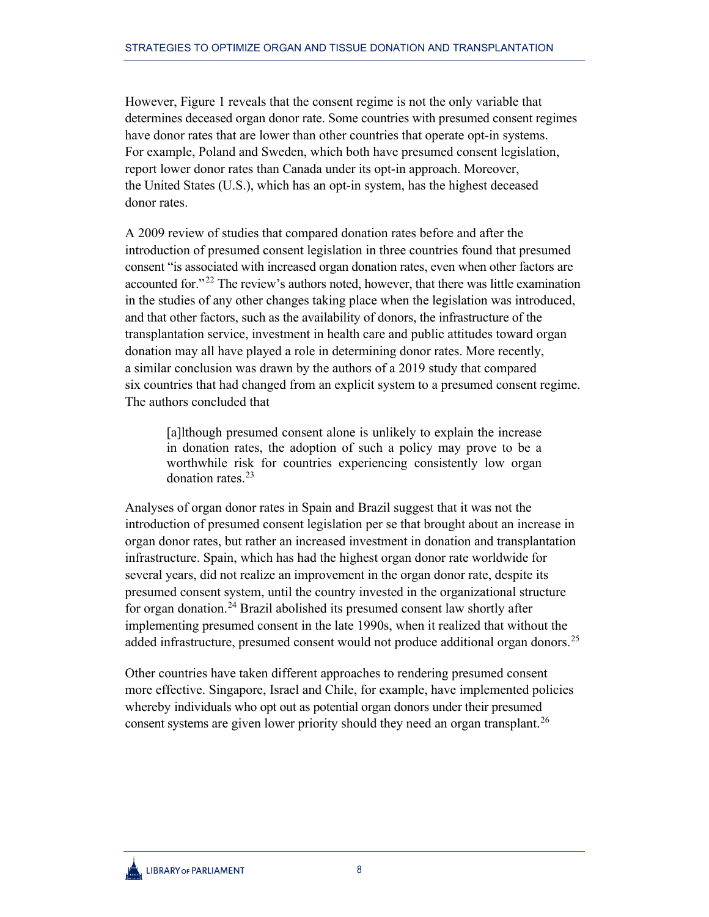However, Figure 1 reveals that the consent regime is not the only variable that determines deceased organ donor rate. Some countries with presumed consent regimes have donor rates that are lower than other countries that operate opt-in systems. For example, Poland and Sweden, which both have presumed consent legislation, report lower donor rates than Canada under its opt-in approach. Moreover, the United States (U.S.), which has an opt-in system, has the highest deceased donor rates.

A 2009 review of studies that compared donation rates before and after the introduction of presumed consent legislation in three countries found that presumed consent "is associated with increased organ donation rates, even when other factors are accounted for."[22] The review's authors noted, however, that there was little examination in the studies of any other changes taking place when the legislation was introduced, and that other factors, such as the availability of donors, the infrastructure of the transplantation service, investment in health care and public attitudes toward organ donation may all have played a role in determining donor rates. More recently, a similar conclusion was drawn by the authors of a 2019 study that compared six countries that had changed from an explicit system to a presumed consent regime. The authors concluded that

> [a]lthough presumed consent alone is unlikely to explain the increase in donation rates, the adoption of such a policy may prove to be a worthwhile risk for countries experiencing consistently low organ donation rates.[23]

Analyses of organ donor rates in Spain and Brazil suggest that it was not the introduction of presumed consent legislation per se that brought about an increase in organ donor rates, but rather an increased investment in donation and transplantation infrastructure. Spain, which has had the highest organ donor rate worldwide for several years, did not realize an improvement in the organ donor rate, despite its presumed consent system, until the country invested in the organizational structure for organ donation.[24] Brazil abolished its presumed consent law shortly after implementing presumed consent in the late 1990s, when it realized that without the added infrastructure, presumed consent would not produce additional organ donors.[25]

Other countries have taken different approaches to rendering presumed consent more effective. Singapore, Israel and Chile, for example, have implemented policies whereby individuals who opt out as potential organ donors under their presumed consent systems are given lower priority should they need an organ transplant.[26]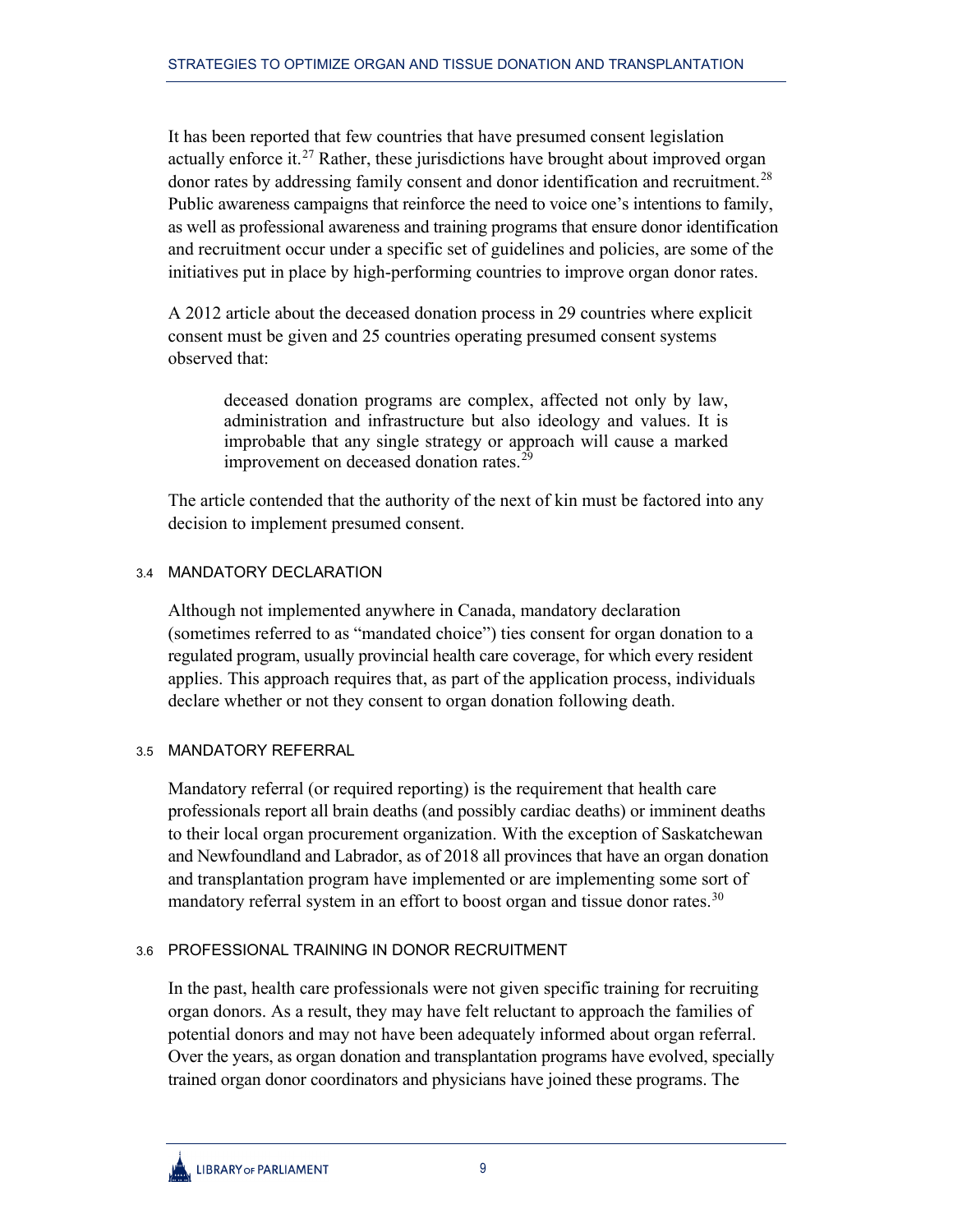It has been reported that few countries that have presumed consent legislation actually enforce it.[27] Rather, these jurisdictions have brought about improved organ donor rates by addressing family consent and donor identification and recruitment.[28] Public awareness campaigns that reinforce the need to voice one's intentions to family, as well as professional awareness and training programs that ensure donor identification and recruitment occur under a specific set of guidelines and policies, are some of the initiatives put in place by high-performing countries to improve organ donor rates.

A 2012 article about the deceased donation process in 29 countries where explicit consent must be given and 25 countries operating presumed consent systems observed that:

> deceased donation programs are complex, affected not only by law, administration and infrastructure but also ideology and values. It is improbable that any single strategy or approach will cause a marked improvement on deceased donation rates.[29]

The article contended that the authority of the next of kin must be factored into any decision to implement presumed consent.

### 3.4 MANDATORY DECLARATION

Although not implemented anywhere in Canada, mandatory declaration (sometimes referred to as "mandated choice") ties consent for organ donation to a regulated program, usually provincial health care coverage, for which every resident applies. This approach requires that, as part of the application process, individuals declare whether or not they consent to organ donation following death.

### 3.5 MANDATORY REFERRAL

Mandatory referral (or required reporting) is the requirement that health care professionals report all brain deaths (and possibly cardiac deaths) or imminent deaths to their local organ procurement organization. With the exception of Saskatchewan and Newfoundland and Labrador, as of 2018 all provinces that have an organ donation and transplantation program have implemented or are implementing some sort of mandatory referral system in an effort to boost organ and tissue donor rates.[30]

### 3.6 PROFESSIONAL TRAINING IN DONOR RECRUITMENT

In the past, health care professionals were not given specific training for recruiting organ donors. As a result, they may have felt reluctant to approach the families of potential donors and may not have been adequately informed about organ referral. Over the years, as organ donation and transplantation programs have evolved, specially trained organ donor coordinators and physicians have joined these programs. The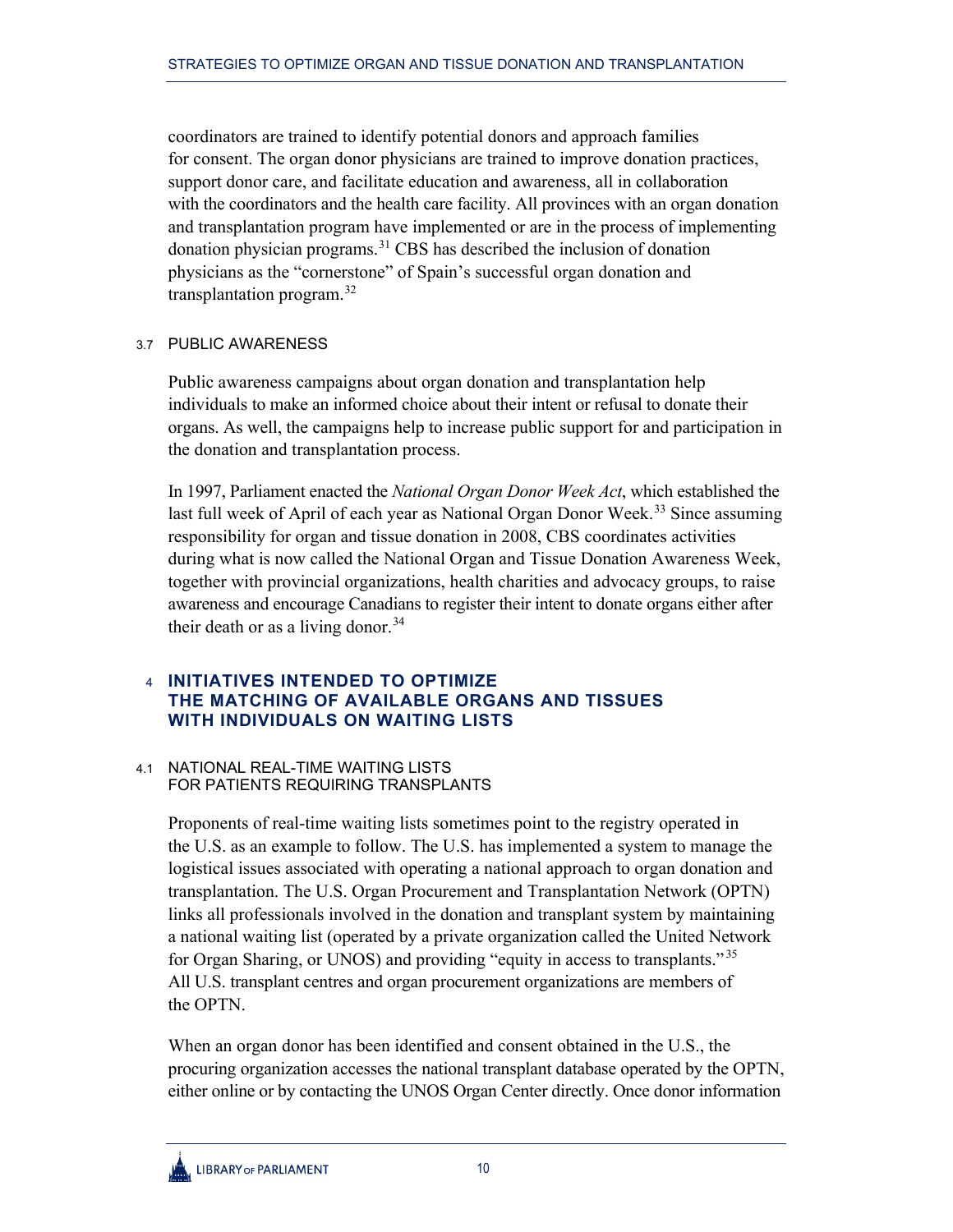coordinators are trained to identify potential donors and approach families for consent. The organ donor physicians are trained to improve donation practices, support donor care, and facilitate education and awareness, all in collaboration with the coordinators and the health care facility. All provinces with an organ donation and transplantation program have implemented or are in the process of implementing donation physician programs.[31] CBS has described the inclusion of donation physicians as the "cornerstone" of Spain's successful organ donation and transplantation program.[32]

### 3.7 PUBLIC AWARENESS

Public awareness campaigns about organ donation and transplantation help individuals to make an informed choice about their intent or refusal to donate their organs. As well, the campaigns help to increase public support for and participation in the donation and transplantation process.

In 1997, Parliament enacted the *National Organ Donor Week Act*, which established the last full week of April of each year as National Organ Donor Week.[33] Since assuming responsibility for organ and tissue donation in 2008, CBS coordinates activities during what is now called the National Organ and Tissue Donation Awareness Week, together with provincial organizations, health charities and advocacy groups, to raise awareness and encourage Canadians to register their intent to donate organs either after their death or as a living donor.[34]

## 4 INITIATIVES INTENDED TO OPTIMIZE THE MATCHING OF AVAILABLE ORGANS AND TISSUES WITH INDIVIDUALS ON WAITING LISTS

### 4.1 NATIONAL REAL-TIME WAITING LISTS FOR PATIENTS REQUIRING TRANSPLANTS

Proponents of real-time waiting lists sometimes point to the registry operated in the U.S. as an example to follow. The U.S. has implemented a system to manage the logistical issues associated with operating a national approach to organ donation and transplantation. The U.S. Organ Procurement and Transplantation Network (OPTN) links all professionals involved in the donation and transplant system by maintaining a national waiting list (operated by a private organization called the United Network for Organ Sharing, or UNOS) and providing "equity in access to transplants."[35] All U.S. transplant centres and organ procurement organizations are members of the OPTN.

When an organ donor has been identified and consent obtained in the U.S., the procuring organization accesses the national transplant database operated by the OPTN, either online or by contacting the UNOS Organ Center directly. Once donor information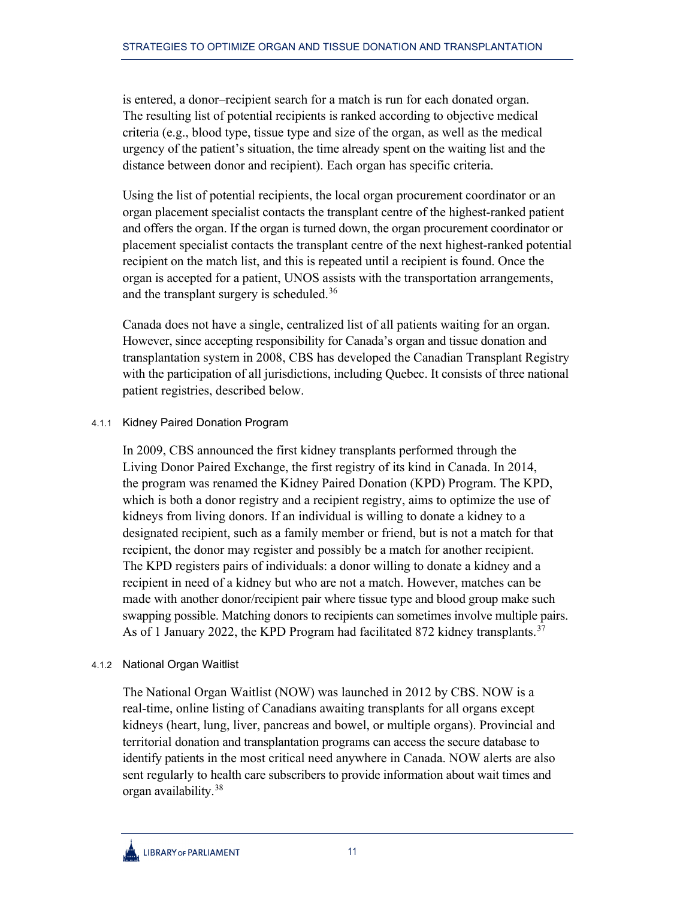is entered, a donor–recipient search for a match is run for each donated organ. The resulting list of potential recipients is ranked according to objective medical criteria (e.g., blood type, tissue type and size of the organ, as well as the medical urgency of the patient's situation, the time already spent on the waiting list and the distance between donor and recipient). Each organ has specific criteria.

Using the list of potential recipients, the local organ procurement coordinator or an organ placement specialist contacts the transplant centre of the highest-ranked patient and offers the organ. If the organ is turned down, the organ procurement coordinator or placement specialist contacts the transplant centre of the next highest-ranked potential recipient on the match list, and this is repeated until a recipient is found. Once the organ is accepted for a patient, UNOS assists with the transportation arrangements, and the transplant surgery is scheduled.[36]

Canada does not have a single, centralized list of all patients waiting for an organ. However, since accepting responsibility for Canada's organ and tissue donation and transplantation system in 2008, CBS has developed the Canadian Transplant Registry with the participation of all jurisdictions, including Quebec. It consists of three national patient registries, described below.

#### 4.1.1 Kidney Paired Donation Program

In 2009, CBS announced the first kidney transplants performed through the Living Donor Paired Exchange, the first registry of its kind in Canada. In 2014, the program was renamed the Kidney Paired Donation (KPD) Program. The KPD, which is both a donor registry and a recipient registry, aims to optimize the use of kidneys from living donors. If an individual is willing to donate a kidney to a designated recipient, such as a family member or friend, but is not a match for that recipient, the donor may register and possibly be a match for another recipient. The KPD registers pairs of individuals: a donor willing to donate a kidney and a recipient in need of a kidney but who are not a match. However, matches can be made with another donor/recipient pair where tissue type and blood group make such swapping possible. Matching donors to recipients can sometimes involve multiple pairs. As of 1 January 2022, the KPD Program had facilitated 872 kidney transplants.[37]

#### 4.1.2 National Organ Waitlist

The National Organ Waitlist (NOW) was launched in 2012 by CBS. NOW is a real-time, online listing of Canadians awaiting transplants for all organs except kidneys (heart, lung, liver, pancreas and bowel, or multiple organs). Provincial and territorial donation and transplantation programs can access the secure database to identify patients in the most critical need anywhere in Canada. NOW alerts are also sent regularly to health care subscribers to provide information about wait times and organ availability.[38]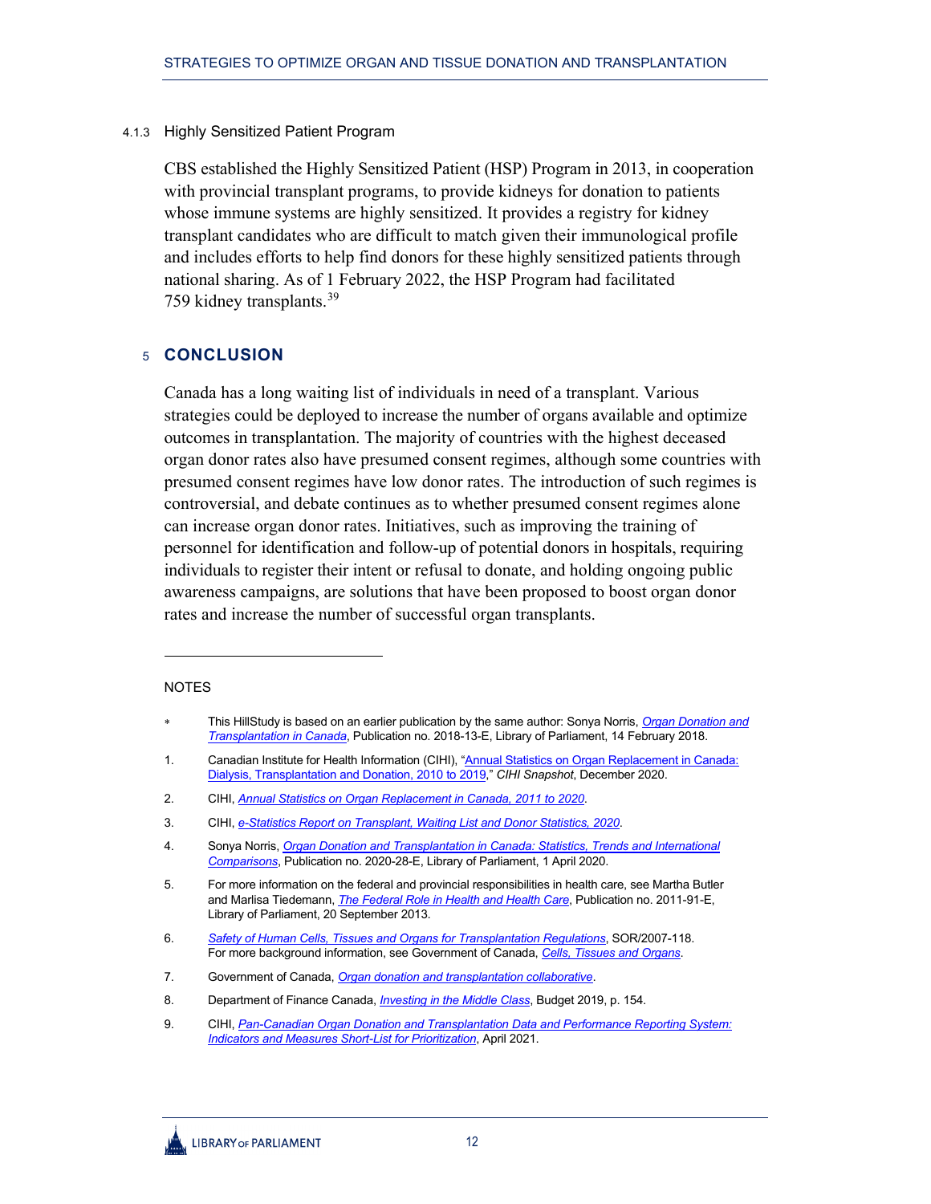#### 4.1.3 Highly Sensitized Patient Program

CBS established the Highly Sensitized Patient (HSP) Program in 2013, in cooperation with provincial transplant programs, to provide kidneys for donation to patients whose immune systems are highly sensitized. It provides a registry for kidney transplant candidates who are difficult to match given their immunological profile and includes efforts to help find donors for these highly sensitized patients through national sharing. As of 1 February 2022, the HSP Program had facilitated 759 kidney transplants.[39]

## 5 CONCLUSION

Canada has a long waiting list of individuals in need of a transplant. Various strategies could be deployed to increase the number of organs available and optimize outcomes in transplantation. The majority of countries with the highest deceased organ donor rates also have presumed consent regimes, although some countries with presumed consent regimes have low donor rates. The introduction of such regimes is controversial, and debate continues as to whether presumed consent regimes alone can increase organ donor rates. Initiatives, such as improving the training of personnel for identification and follow-up of potential donors in hospitals, requiring individuals to register their intent or refusal to donate, and holding ongoing public awareness campaigns, are solutions that have been proposed to boost organ donor rates and increase the number of successful organ transplants.

---

NOTES

\* This HillStudy is based on an earlier publication by the same author: Sonya Norris, *Organ Donation and Transplantation in Canada*, Publication no. 2018-13-E, Library of Parliament, 14 February 2018.

1. Canadian Institute for Health Information (CIHI), "Annual Statistics on Organ Replacement in Canada: Dialysis, Transplantation and Donation, 2010 to 2019," *CIHI Snapshot*, December 2020.
2. CIHI, *Annual Statistics on Organ Replacement in Canada, 2011 to 2020*.
3. CIHI, *e-Statistics Report on Transplant, Waiting List and Donor Statistics, 2020*.
4. Sonya Norris, *Organ Donation and Transplantation in Canada: Statistics, Trends and International Comparisons*, Publication no. 2020-28-E, Library of Parliament, 1 April 2020.
5. For more information on the federal and provincial responsibilities in health care, see Martha Butler and Marlisa Tiedemann, *The Federal Role in Health and Health Care*, Publication no. 2011-91-E, Library of Parliament, 20 September 2013.
6. *Safety of Human Cells, Tissues and Organs for Transplantation Regulations*, SOR/2007-118. For more background information, see Government of Canada, *Cells, Tissues and Organs*.
7. Government of Canada, *Organ donation and transplantation collaborative*.
8. Department of Finance Canada, *Investing in the Middle Class*, Budget 2019, p. 154.
9. CIHI, *Pan-Canadian Organ Donation and Transplantation Data and Performance Reporting System: Indicators and Measures Short-List for Prioritization*, April 2021.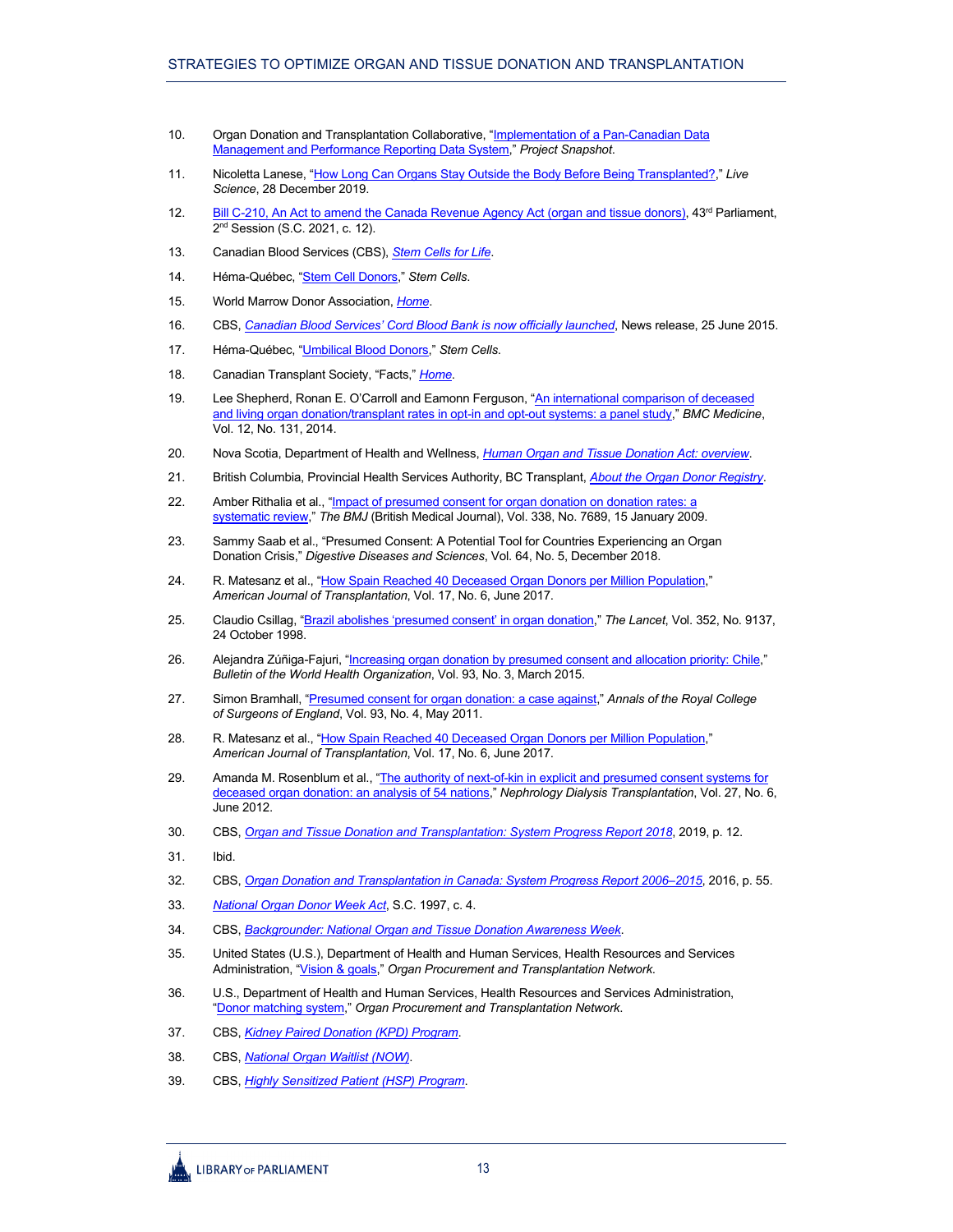10. Organ Donation and Transplantation Collaborative, "Implementation of a Pan-Canadian Data Management and Performance Reporting Data System," *Project Snapshot*.

11. Nicoletta Lanese, "How Long Can Organs Stay Outside the Body Before Being Transplanted?," *Live Science*, 28 December 2019.

12. Bill C-210, An Act to amend the Canada Revenue Agency Act (organ and tissue donors), 43rd Parliament, 2nd Session (S.C. 2021, c. 12).

13. Canadian Blood Services (CBS), *Stem Cells for Life*.

14. Héma-Québec, "Stem Cell Donors," *Stem Cells*.

15. World Marrow Donor Association, *Home*.

16. CBS, *Canadian Blood Services' Cord Blood Bank is now officially launched*, News release, 25 June 2015.

17. Héma-Québec, "Umbilical Blood Donors," *Stem Cells*.

18. Canadian Transplant Society, "Facts," *Home*.

19. Lee Shepherd, Ronan E. O'Carroll and Eamonn Ferguson, "An international comparison of deceased and living organ donation/transplant rates in opt-in and opt-out systems: a panel study," *BMC Medicine*, Vol. 12, No. 131, 2014.

20. Nova Scotia, Department of Health and Wellness, *Human Organ and Tissue Donation Act: overview*.

21. British Columbia, Provincial Health Services Authority, BC Transplant, *About the Organ Donor Registry*.

22. Amber Rithalia et al., "Impact of presumed consent for organ donation on donation rates: a systematic review," *The BMJ* (British Medical Journal), Vol. 338, No. 7689, 15 January 2009.

23. Sammy Saab et al., "Presumed Consent: A Potential Tool for Countries Experiencing an Organ Donation Crisis," *Digestive Diseases and Sciences*, Vol. 64, No. 5, December 2018.

24. R. Matesanz et al., "How Spain Reached 40 Deceased Organ Donors per Million Population," *American Journal of Transplantation*, Vol. 17, No. 6, June 2017.

25. Claudio Csillag, "Brazil abolishes 'presumed consent' in organ donation," *The Lancet*, Vol. 352, No. 9137, 24 October 1998.

26. Alejandra Zúñiga-Fajuri, "Increasing organ donation by presumed consent and allocation priority: Chile," *Bulletin of the World Health Organization*, Vol. 93, No. 3, March 2015.

27. Simon Bramhall, "Presumed consent for organ donation: a case against," *Annals of the Royal College of Surgeons of England*, Vol. 93, No. 4, May 2011.

28. R. Matesanz et al., "How Spain Reached 40 Deceased Organ Donors per Million Population," *American Journal of Transplantation*, Vol. 17, No. 6, June 2017.

29. Amanda M. Rosenblum et al., "The authority of next-of-kin in explicit and presumed consent systems for deceased organ donation: an analysis of 54 nations," *Nephrology Dialysis Transplantation*, Vol. 27, No. 6, June 2012.

30. CBS, *Organ and Tissue Donation and Transplantation: System Progress Report 2018*, 2019, p. 12.

31. Ibid.

32. CBS, *Organ Donation and Transplantation in Canada: System Progress Report 2006–2015*, 2016, p. 55.

33. *National Organ Donor Week Act*, S.C. 1997, c. 4.

34. CBS, *Backgrounder: National Organ and Tissue Donation Awareness Week*.

35. United States (U.S.), Department of Health and Human Services, Health Resources and Services Administration, "Vision & goals," *Organ Procurement and Transplantation Network*.

36. U.S., Department of Health and Human Services, Health Resources and Services Administration, "Donor matching system," *Organ Procurement and Transplantation Network*.

37. CBS, *Kidney Paired Donation (KPD) Program*.

38. CBS, *National Organ Waitlist (NOW)*.

39. CBS, *Highly Sensitized Patient (HSP) Program*.